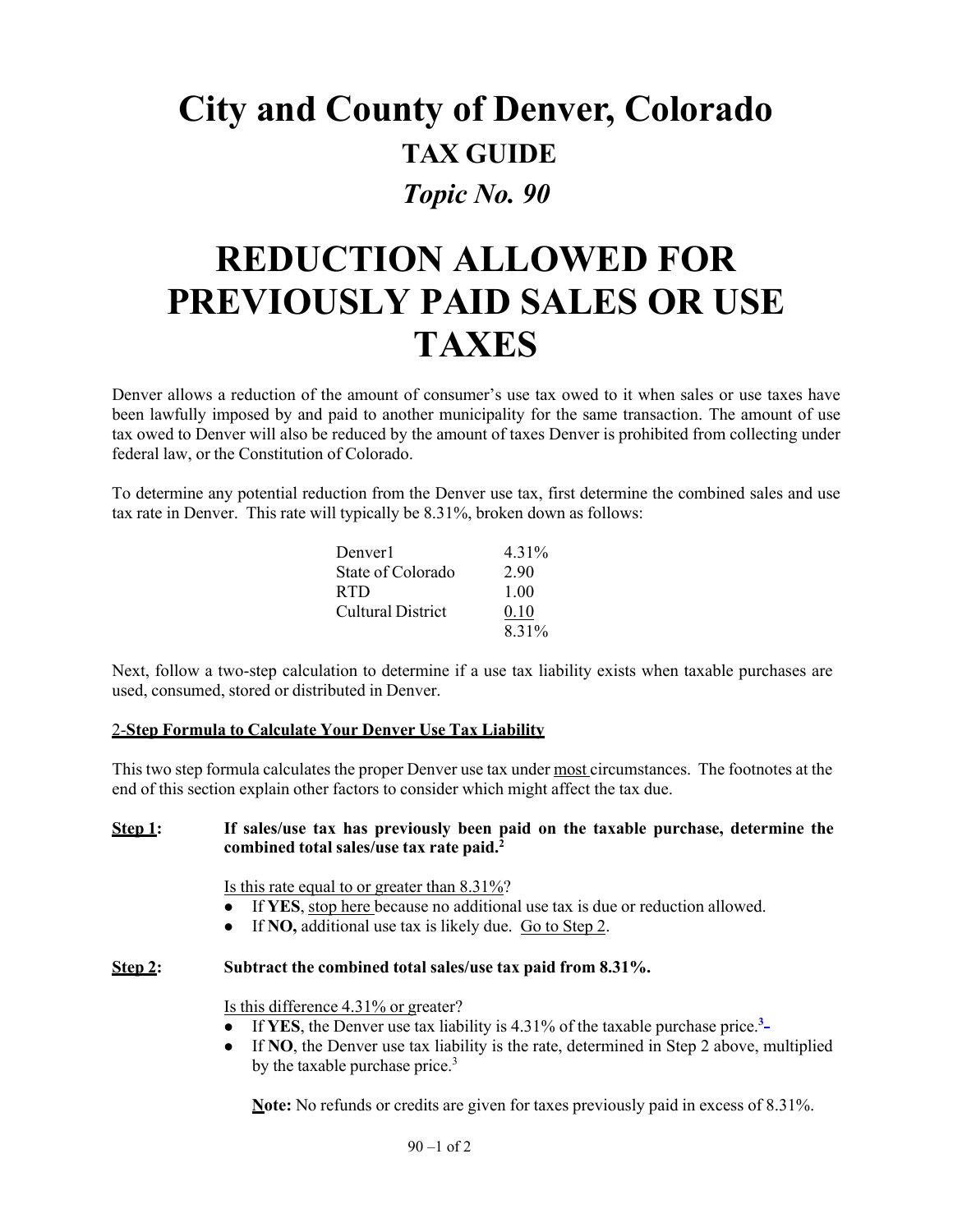# City and County of Denver, Colorado

## TAX GUIDE

### *Topic No. 90*

# REDUCTION ALLOWED FOR PREVIOUSLY PAID SALES OR USE TAXES

Denver allows a reduction of the amount of consumer's use tax owed to it when sales or use taxes have been lawfully imposed by and paid to another municipality for the same transaction. The amount of use tax owed to Denver will also be reduced by the amount of taxes Denver is prohibited from collecting under federal law, or the Constitution of Colorado.

To determine any potential reduction from the Denver use tax, first determine the combined sales and use tax rate in Denver. This rate will typically be 8.31%, broken down as follows:

| | |
|---|---|
| Denver1 | 4.31% |
| State of Colorado | 2.90 |
| RTD | 1.00 |
| Cultural District | 0.10 |
| | 8.31% |

Next, follow a two-step calculation to determine if a use tax liability exists when taxable purchases are used, consumed, stored or distributed in Denver.

**2-Step Formula to Calculate Your Denver Use Tax Liability**

This two step formula calculates the proper Denver use tax under most circumstances. The footnotes at the end of this section explain other factors to consider which might affect the tax due.

**Step 1:** **If sales/use tax has previously been paid on the taxable purchase, determine the combined total sales/use tax rate paid.[2]**

Is this rate equal to or greater than 8.31%?

- If **YES**, stop here because no additional use tax is due or reduction allowed.
- If **NO,** additional use tax is likely due. Go to Step 2.

**Step 2:** **Subtract the combined total sales/use tax paid from 8.31%.**

Is this difference 4.31% or greater?

- If **YES**, the Denver use tax liability is 4.31% of the taxable purchase price.[3]
- If **NO**, the Denver use tax liability is the rate, determined in Step 2 above, multiplied by the taxable purchase price.[3]

**Note:** No refunds or credits are given for taxes previously paid in excess of 8.31%.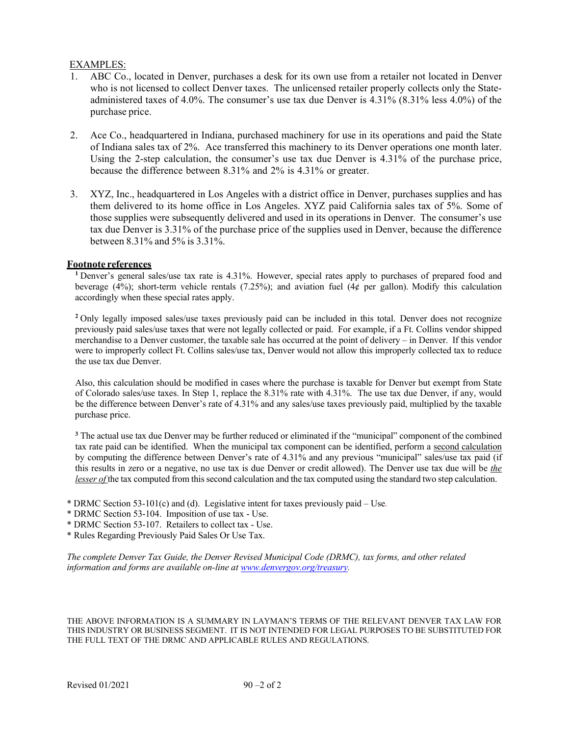EXAMPLES:

1. ABC Co., located in Denver, purchases a desk for its own use from a retailer not located in Denver who is not licensed to collect Denver taxes. The unlicensed retailer properly collects only the State-administered taxes of 4.0%. The consumer's use tax due Denver is 4.31% (8.31% less 4.0%) of the purchase price.

2. Ace Co., headquartered in Indiana, purchased machinery for use in its operations and paid the State of Indiana sales tax of 2%. Ace transferred this machinery to its Denver operations one month later. Using the 2-step calculation, the consumer's use tax due Denver is 4.31% of the purchase price, because the difference between 8.31% and 2% is 4.31% or greater.

3. XYZ, Inc., headquartered in Los Angeles with a district office in Denver, purchases supplies and has them delivered to its home office in Los Angeles. XYZ paid California sales tax of 5%. Some of those supplies were subsequently delivered and used in its operations in Denver. The consumer's use tax due Denver is 3.31% of the purchase price of the supplies used in Denver, because the difference between 8.31% and 5% is 3.31%.

**Footnote references**

[1] Denver's general sales/use tax rate is 4.31%. However, special rates apply to purchases of prepared food and beverage (4%); short-term vehicle rentals (7.25%); and aviation fuel (4¢ per gallon). Modify this calculation accordingly when these special rates apply.

[2] Only legally imposed sales/use taxes previously paid can be included in this total. Denver does not recognize previously paid sales/use taxes that were not legally collected or paid. For example, if a Ft. Collins vendor shipped merchandise to a Denver customer, the taxable sale has occurred at the point of delivery – in Denver. If this vendor were to improperly collect Ft. Collins sales/use tax, Denver would not allow this improperly collected tax to reduce the use tax due Denver.

Also, this calculation should be modified in cases where the purchase is taxable for Denver but exempt from State of Colorado sales/use taxes. In Step 1, replace the 8.31% rate with 4.31%. The use tax due Denver, if any, would be the difference between Denver's rate of 4.31% and any sales/use taxes previously paid, multiplied by the taxable purchase price.

[3] The actual use tax due Denver may be further reduced or eliminated if the "municipal" component of the combined tax rate paid can be identified. When the municipal tax component can be identified, perform a second calculation by computing the difference between Denver's rate of 4.31% and any previous "municipal" sales/use tax paid (if this results in zero or a negative, no use tax is due Denver or credit allowed). The Denver use tax due will be ***the lesser of*** the tax computed from this second calculation and the tax computed using the standard two step calculation.

\* DRMC Section 53-101(c) and (d). Legislative intent for taxes previously paid – Use.
\* DRMC Section 53-104. Imposition of use tax - Use.
\* DRMC Section 53-107. Retailers to collect tax - Use.
\* Rules Regarding Previously Paid Sales Or Use Tax.

*The complete Denver Tax Guide, the Denver Revised Municipal Code (DRMC), tax forms, and other related information and forms are available on-line at www.denvergov.org/treasury.*

THE ABOVE INFORMATION IS A SUMMARY IN LAYMAN'S TERMS OF THE RELEVANT DENVER TAX LAW FOR THIS INDUSTRY OR BUSINESS SEGMENT. IT IS NOT INTENDED FOR LEGAL PURPOSES TO BE SUBSTITUTED FOR THE FULL TEXT OF THE DRMC AND APPLICABLE RULES AND REGULATIONS.

Revised 01/2021